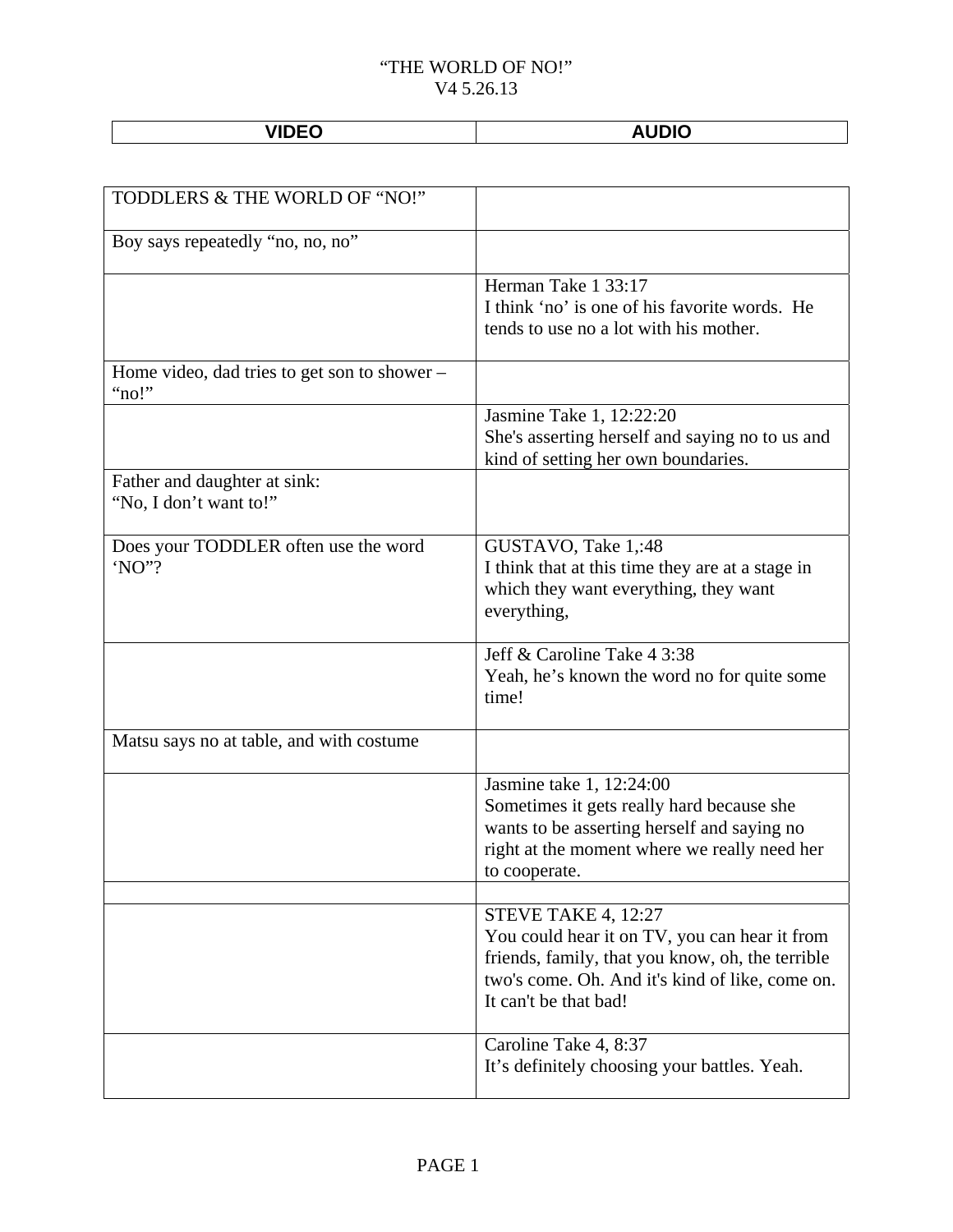# "THE WORLD OF NO!"

V4 5.26.13

| VIDEO | AUDIO |
|---|---|
| TODDLERS & THE WORLD OF "NO!" | |
| Boy says repeatedly "no, no, no" | |
| | Herman Take 1 33:17<br>I think 'no' is one of his favorite words. He tends to use no a lot with his mother. |
| Home video, dad tries to get son to shower – "no!" | |
| | Jasmine Take 1, 12:22:20<br>She's asserting herself and saying no to us and kind of setting her own boundaries. |
| Father and daughter at sink:<br>"No, I don't want to!" | |
| Does your TODDLER often use the word 'NO"? | GUSTAVO, Take 1,:48<br>I think that at this time they are at a stage in which they want everything, they want everything, |
| | Jeff & Caroline Take 4 3:38<br>Yeah, he's known the word no for quite some time! |
| Matsu says no at table, and with costume | |
| | Jasmine take 1, 12:24:00<br>Sometimes it gets really hard because she wants to be asserting herself and saying no right at the moment where we really need her to cooperate. |
| | |
| | STEVE TAKE 4, 12:27<br>You could hear it on TV, you can hear it from friends, family, that you know, oh, the terrible two's come. Oh. And it's kind of like, come on. It can't be that bad! |
| | Caroline Take 4, 8:37<br>It's definitely choosing your battles. Yeah. |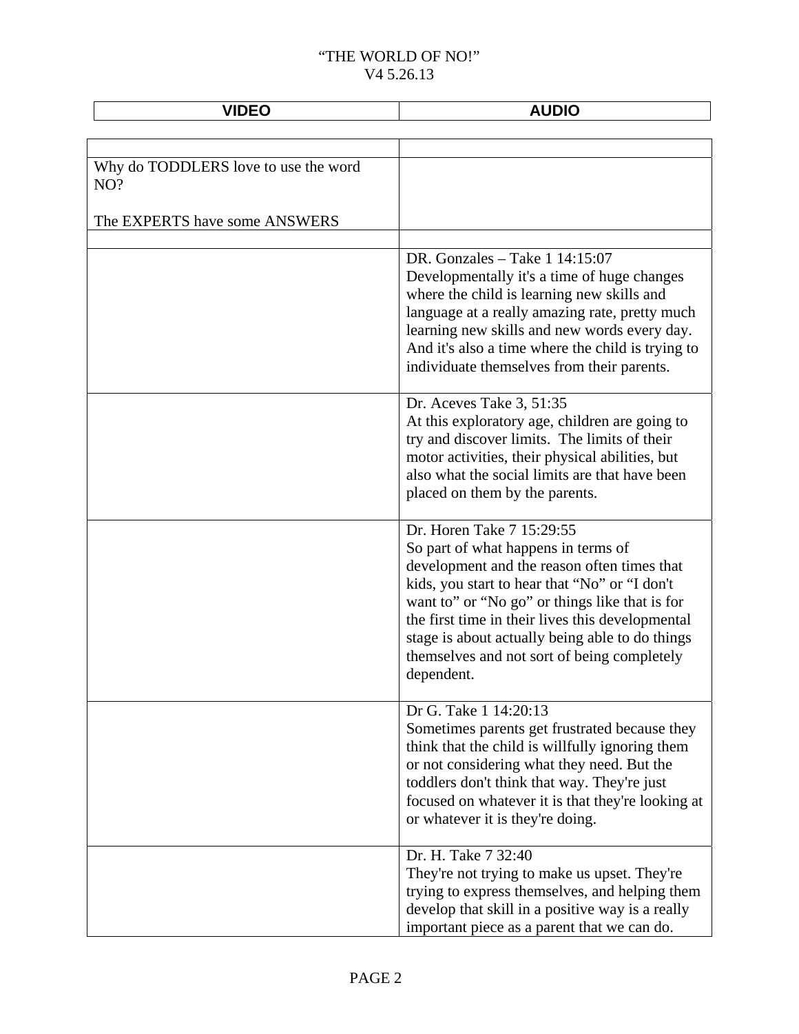# "THE WORLD OF NO!"

V4 5.26.13

| VIDEO | AUDIO |
|---|---|
| | |
| Why do TODDLERS love to use the word NO?<br><br>The EXPERTS have some ANSWERS | |
| | |
| | DR. Gonzales – Take 1 14:15:07<br>Developmentally it's a time of huge changes where the child is learning new skills and language at a really amazing rate, pretty much learning new skills and new words every day. And it's also a time where the child is trying to individuate themselves from their parents. |
| | Dr. Aceves Take 3, 51:35<br>At this exploratory age, children are going to try and discover limits. The limits of their motor activities, their physical abilities, but also what the social limits are that have been placed on them by the parents. |
| | Dr. Horen Take 7 15:29:55<br>So part of what happens in terms of development and the reason often times that kids, you start to hear that "No" or "I don't want to" or "No go" or things like that is for the first time in their lives this developmental stage is about actually being able to do things themselves and not sort of being completely dependent. |
| | Dr G. Take 1 14:20:13<br>Sometimes parents get frustrated because they think that the child is willfully ignoring them or not considering what they need. But the toddlers don't think that way. They're just focused on whatever it is that they're looking at or whatever it is they're doing. |
| | Dr. H. Take 7 32:40<br>They're not trying to make us upset. They're trying to express themselves, and helping them develop that skill in a positive way is a really important piece as a parent that we can do. |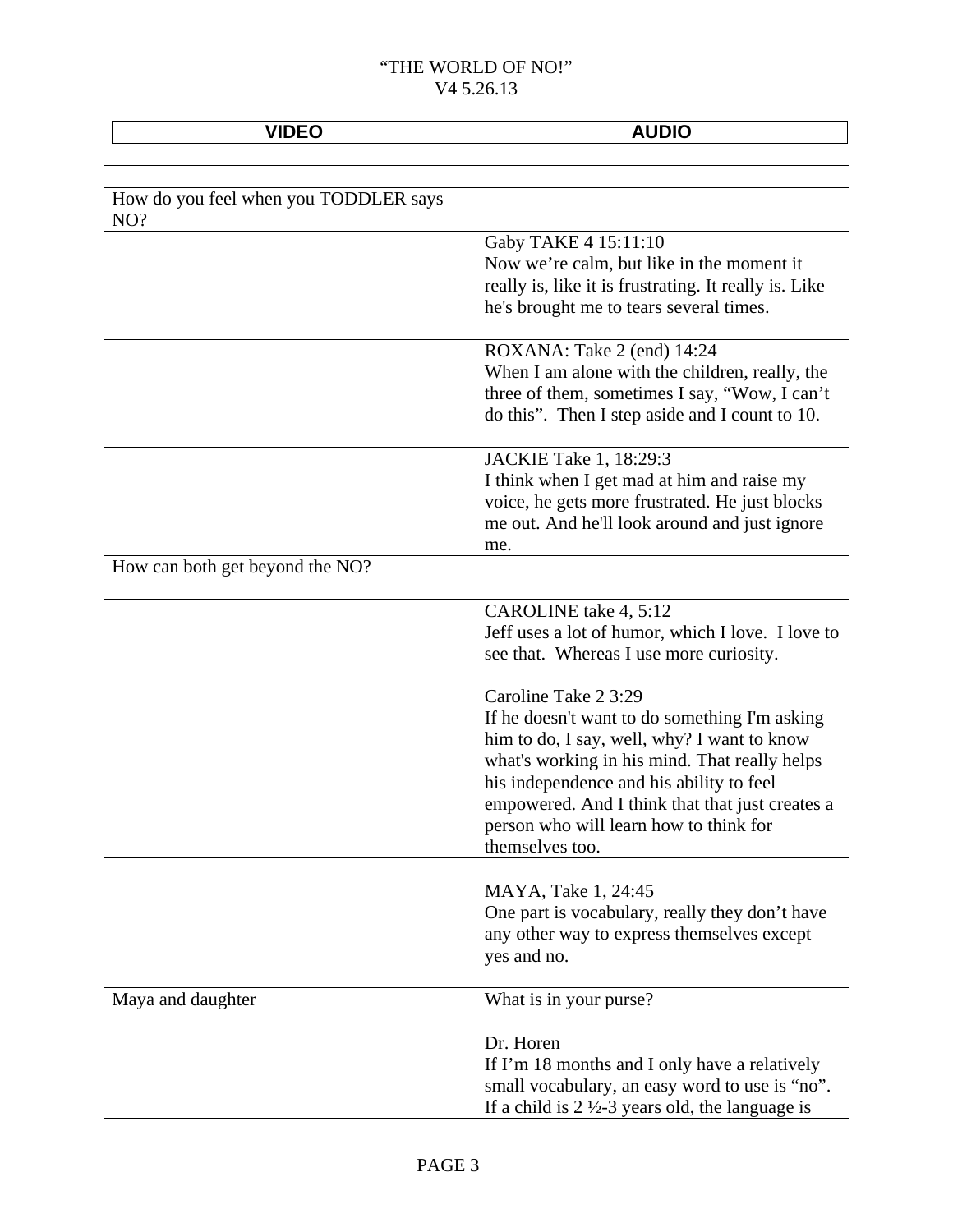| VIDEO | AUDIO |
|---|---|
| | |
| How do you feel when you TODDLER says NO? | |
| | Gaby TAKE 4 15:11:10<br>Now we're calm, but like in the moment it really is, like it is frustrating. It really is. Like he's brought me to tears several times. |
| | ROXANA: Take 2 (end) 14:24<br>When I am alone with the children, really, the three of them, sometimes I say, "Wow, I can't do this". Then I step aside and I count to 10. |
| | JACKIE Take 1, 18:29:3<br>I think when I get mad at him and raise my voice, he gets more frustrated. He just blocks me out. And he'll look around and just ignore me. |
| How can both get beyond the NO? | |
| | CAROLINE take 4, 5:12<br>Jeff uses a lot of humor, which I love. I love to see that. Whereas I use more curiosity.<br><br>Caroline Take 2 3:29<br>If he doesn't want to do something I'm asking him to do, I say, well, why? I want to know what's working in his mind. That really helps his independence and his ability to feel empowered. And I think that that just creates a person who will learn how to think for themselves too. |
| | |
| | MAYA, Take 1, 24:45<br>One part is vocabulary, really they don't have any other way to express themselves except yes and no. |
| Maya and daughter | What is in your purse? |
| | Dr. Horen<br>If I'm 18 months and I only have a relatively small vocabulary, an easy word to use is "no". If a child is 2 ½-3 years old, the language is |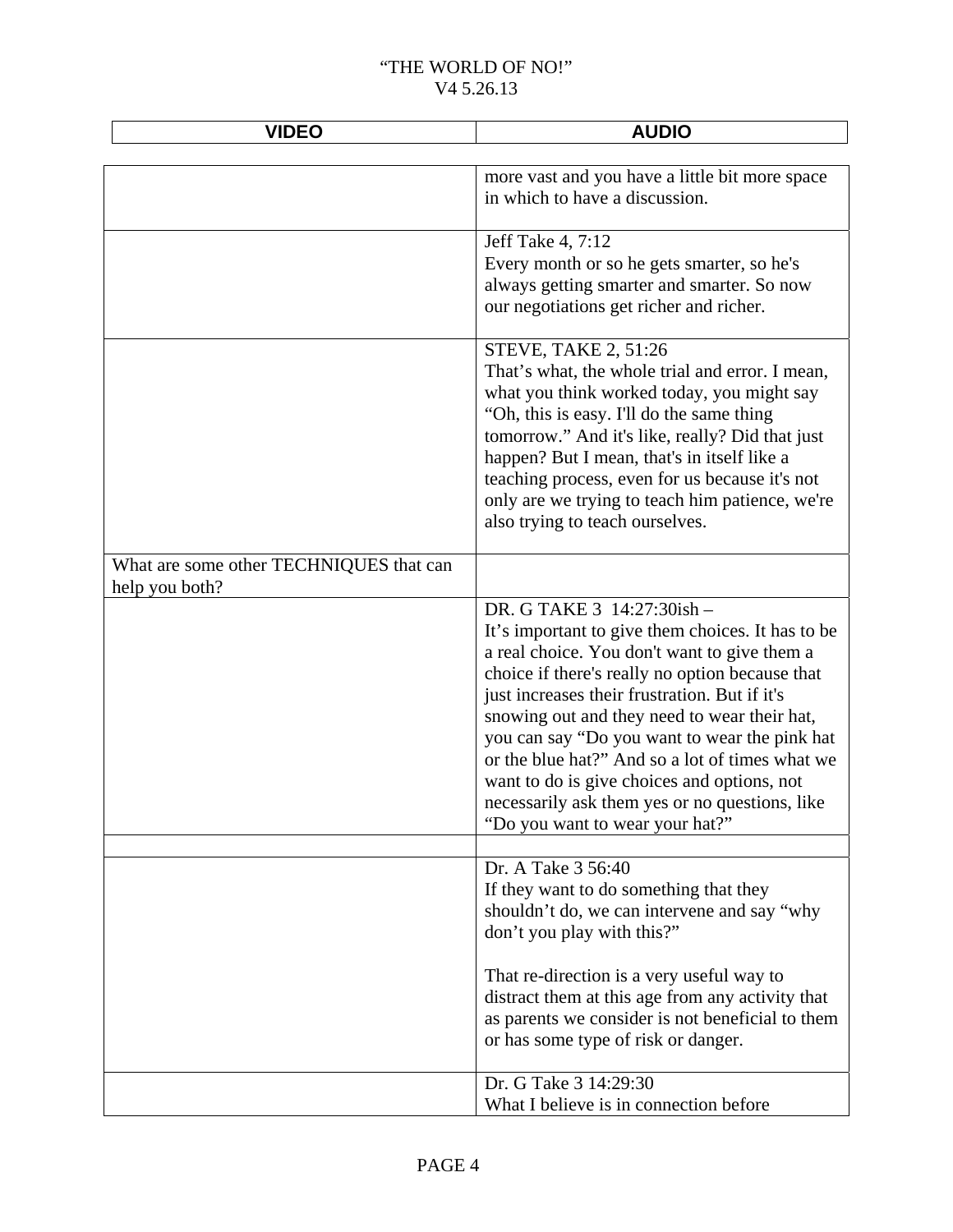| VIDEO | AUDIO |
| --- | --- |
| | more vast and you have a little bit more space in which to have a discussion. |
| | Jeff Take 4, 7:12<br>Every month or so he gets smarter, so he's always getting smarter and smarter. So now our negotiations get richer and richer. |
| | STEVE, TAKE 2, 51:26<br>That's what, the whole trial and error. I mean, what you think worked today, you might say "Oh, this is easy. I'll do the same thing tomorrow." And it's like, really? Did that just happen? But I mean, that's in itself like a teaching process, even for us because it's not only are we trying to teach him patience, we're also trying to teach ourselves. |
| What are some other TECHNIQUES that can help you both? | |
| | DR. G TAKE 3 14:27:30ish –<br>It's important to give them choices. It has to be a real choice. You don't want to give them a choice if there's really no option because that just increases their frustration. But if it's snowing out and they need to wear their hat, you can say "Do you want to wear the pink hat or the blue hat?" And so a lot of times what we want to do is give choices and options, not necessarily ask them yes or no questions, like "Do you want to wear your hat?" |
| | |
| | Dr. A Take 3 56:40<br>If they want to do something that they shouldn't do, we can intervene and say "why don't you play with this?"<br><br>That re-direction is a very useful way to distract them at this age from any activity that as parents we consider is not beneficial to them or has some type of risk or danger. |
| | Dr. G Take 3 14:29:30<br>What I believe is in connection before |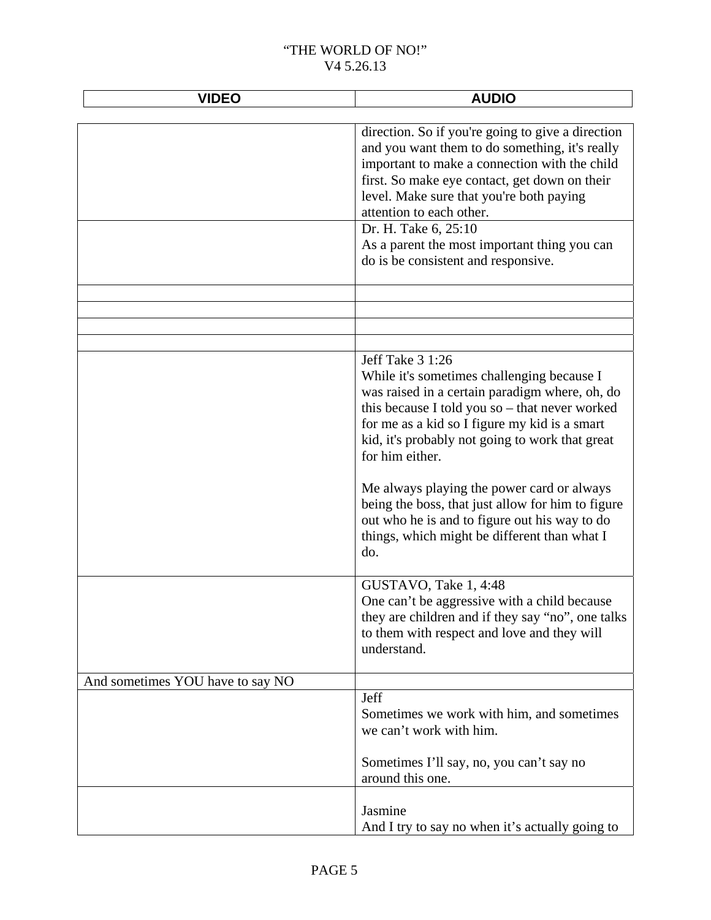| VIDEO | AUDIO |
|---|---|
| | direction. So if you're going to give a direction and you want them to do something, it's really important to make a connection with the child first. So make eye contact, get down on their level. Make sure that you're both paying attention to each other. |
| | Dr. H. Take 6, 25:10<br>As a parent the most important thing you can do is be consistent and responsive. |
| | |
| | |
| | |
| | |
| | Jeff Take 3 1:26<br>While it's sometimes challenging because I was raised in a certain paradigm where, oh, do this because I told you so – that never worked for me as a kid so I figure my kid is a smart kid, it's probably not going to work that great for him either.<br><br>Me always playing the power card or always being the boss, that just allow for him to figure out who he is and to figure out his way to do things, which might be different than what I do. |
| | GUSTAVO, Take 1, 4:48<br>One can't be aggressive with a child because they are children and if they say "no", one talks to them with respect and love and they will understand. |
| And sometimes YOU have to say NO | |
| | Jeff<br>Sometimes we work with him, and sometimes we can't work with him.<br><br>Sometimes I'll say, no, you can't say no around this one. |
| | Jasmine<br>And I try to say no when it's actually going to |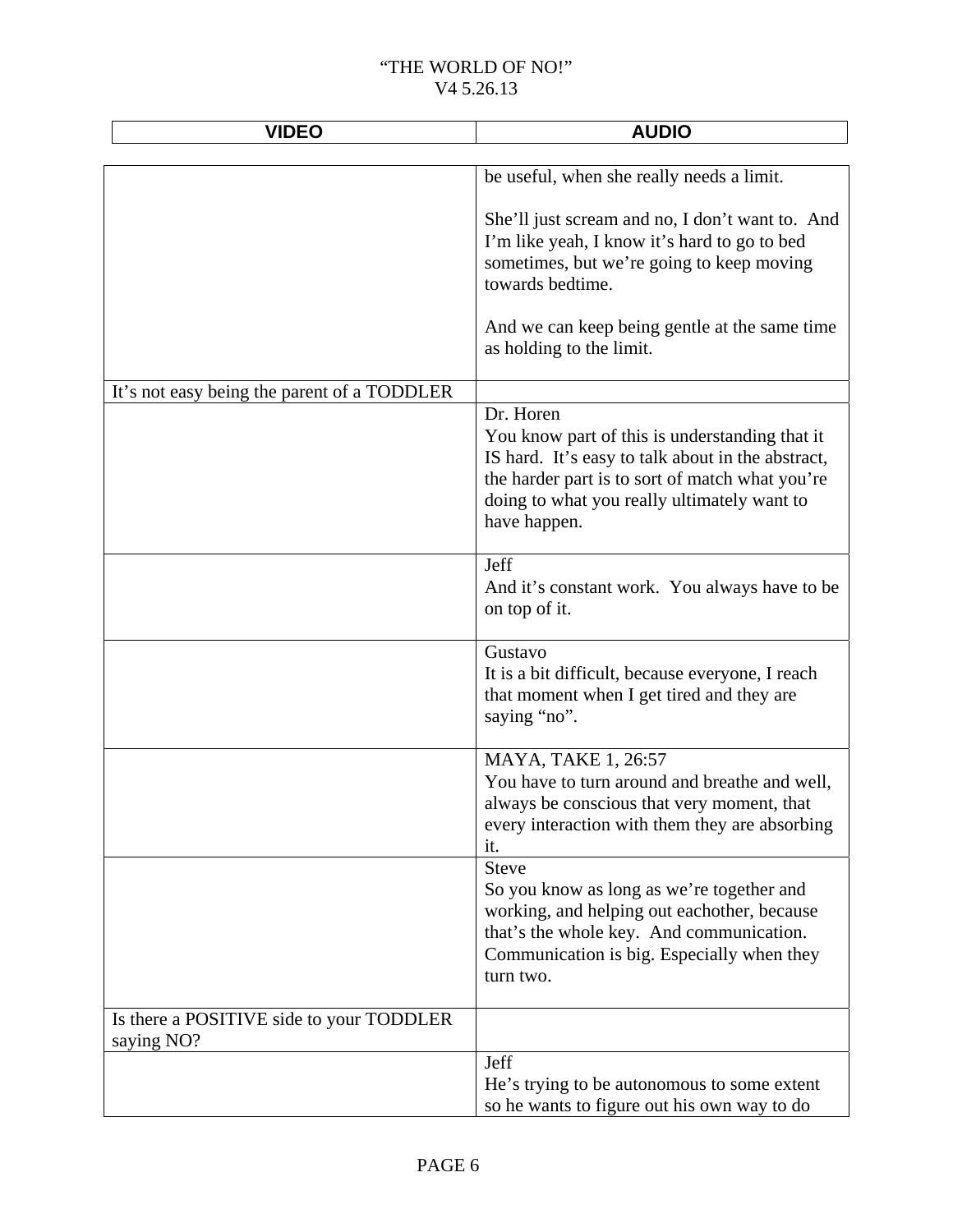| VIDEO | AUDIO |
| --- | --- |
| | be useful, when she really needs a limit.<br><br>She'll just scream and no, I don't want to. And I'm like yeah, I know it's hard to go to bed sometimes, but we're going to keep moving towards bedtime.<br><br>And we can keep being gentle at the same time as holding to the limit. |
| It's not easy being the parent of a TODDLER | |
| | Dr. Horen<br>You know part of this is understanding that it IS hard. It's easy to talk about in the abstract, the harder part is to sort of match what you're doing to what you really ultimately want to have happen. |
| | Jeff<br>And it's constant work. You always have to be on top of it. |
| | Gustavo<br>It is a bit difficult, because everyone, I reach that moment when I get tired and they are saying "no". |
| | MAYA, TAKE 1, 26:57<br>You have to turn around and breathe and well, always be conscious that very moment, that every interaction with them they are absorbing it. |
| | Steve<br>So you know as long as we're together and working, and helping out eachother, because that's the whole key. And communication. Communication is big. Especially when they turn two. |
| Is there a POSITIVE side to your TODDLER saying NO? | |
| | Jeff<br>He's trying to be autonomous to some extent so he wants to figure out his own way to do |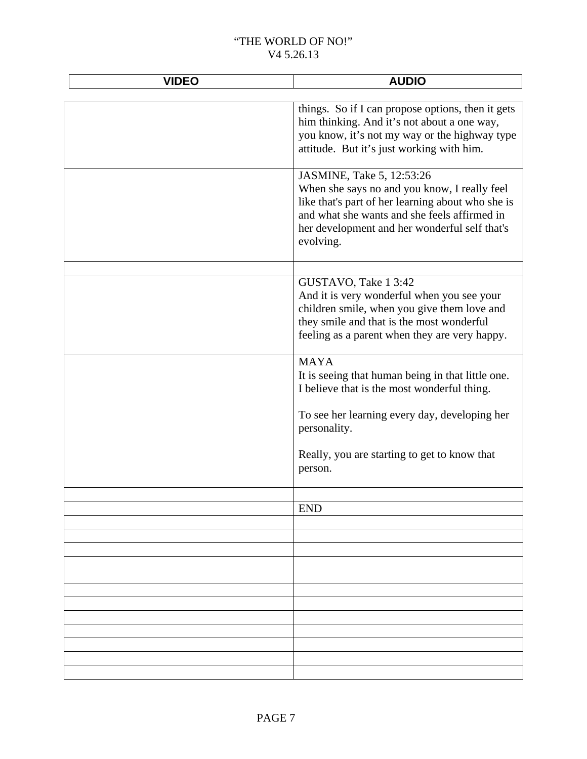| VIDEO | AUDIO |
| --- | --- |
| | things. So if I can propose options, then it gets him thinking. And it's not about a one way, you know, it's not my way or the highway type attitude. But it's just working with him. |
| | JASMINE, Take 5, 12:53:26<br>When she says no and you know, I really feel like that's part of her learning about who she is and what she wants and she feels affirmed in her development and her wonderful self that's evolving. |
| | |
| | GUSTAVO, Take 1 3:42<br>And it is very wonderful when you see your children smile, when you give them love and they smile and that is the most wonderful feeling as a parent when they are very happy. |
| | MAYA<br>It is seeing that human being in that little one. I believe that is the most wonderful thing.<br><br>To see her learning every day, developing her personality.<br><br>Really, you are starting to get to know that person. |
| | |
| | END |
| | |
| | |
| | |
| | |
| | |
| | |
| | |
| | |
| | |
| | |
| | |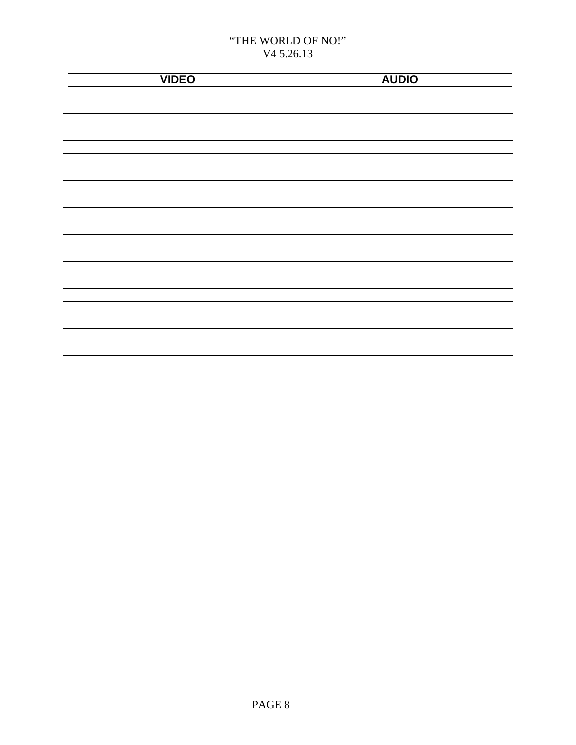| VIDEO | AUDIO |
|---|---|
| | |
| | |
| | |
| | |
| | |
| | |
| | |
| | |
| | |
| | |
| | |
| | |
| | |
| | |
| | |
| | |
| | |
| | |
| | |
| | |
| | |
| | |